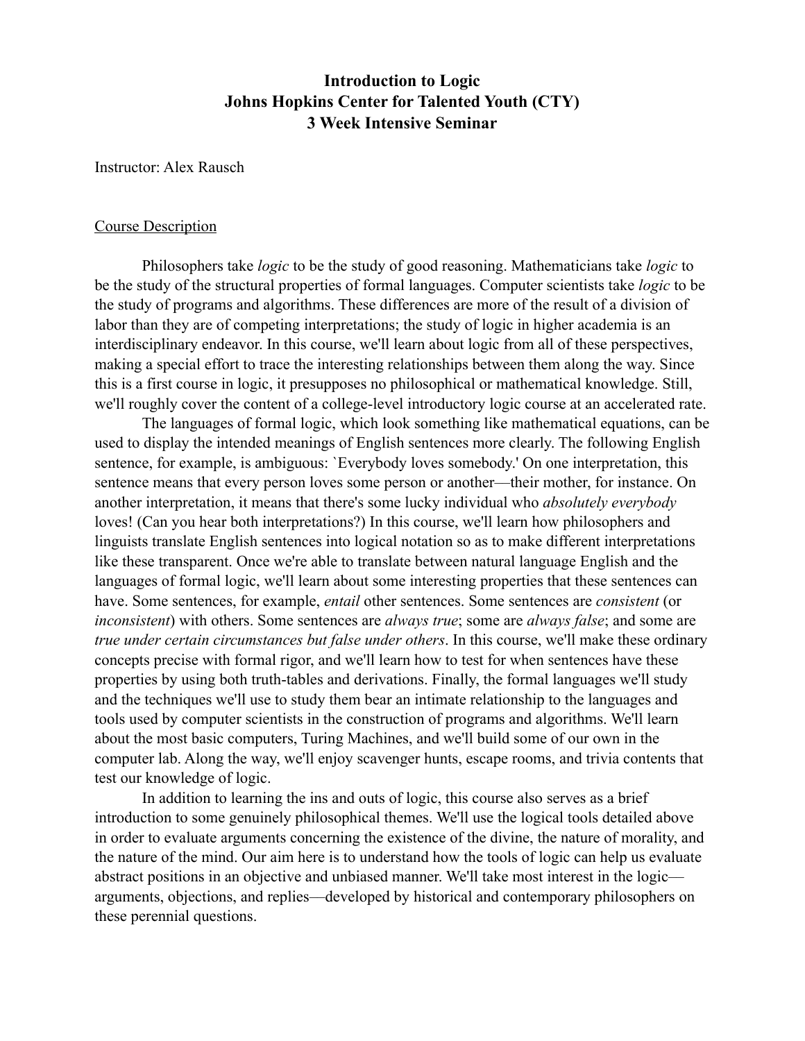# Introduction to Logic
# Johns Hopkins Center for Talented Youth (CTY)
# 3 Week Intensive Seminar

Instructor: Alex Rausch

## Course Description

Philosophers take *logic* to be the study of good reasoning. Mathematicians take *logic* to be the study of the structural properties of formal languages. Computer scientists take *logic* to be the study of programs and algorithms. These differences are more of the result of a division of labor than they are of competing interpretations; the study of logic in higher academia is an interdisciplinary endeavor. In this course, we'll learn about logic from all of these perspectives, making a special effort to trace the interesting relationships between them along the way. Since this is a first course in logic, it presupposes no philosophical or mathematical knowledge. Still, we'll roughly cover the content of a college-level introductory logic course at an accelerated rate.

The languages of formal logic, which look something like mathematical equations, can be used to display the intended meanings of English sentences more clearly. The following English sentence, for example, is ambiguous: `Everybody loves somebody.' On one interpretation, this sentence means that every person loves some person or another—their mother, for instance. On another interpretation, it means that there's some lucky individual who *absolutely everybody* loves! (Can you hear both interpretations?) In this course, we'll learn how philosophers and linguists translate English sentences into logical notation so as to make different interpretations like these transparent. Once we're able to translate between natural language English and the languages of formal logic, we'll learn about some interesting properties that these sentences can have. Some sentences, for example, *entail* other sentences. Some sentences are *consistent* (or *inconsistent*) with others. Some sentences are *always true*; some are *always false*; and some are *true under certain circumstances but false under others*. In this course, we'll make these ordinary concepts precise with formal rigor, and we'll learn how to test for when sentences have these properties by using both truth-tables and derivations. Finally, the formal languages we'll study and the techniques we'll use to study them bear an intimate relationship to the languages and tools used by computer scientists in the construction of programs and algorithms. We'll learn about the most basic computers, Turing Machines, and we'll build some of our own in the computer lab. Along the way, we'll enjoy scavenger hunts, escape rooms, and trivia contents that test our knowledge of logic.

In addition to learning the ins and outs of logic, this course also serves as a brief introduction to some genuinely philosophical themes. We'll use the logical tools detailed above in order to evaluate arguments concerning the existence of the divine, the nature of morality, and the nature of the mind. Our aim here is to understand how the tools of logic can help us evaluate abstract positions in an objective and unbiased manner. We'll take most interest in the logic—arguments, objections, and replies—developed by historical and contemporary philosophers on these perennial questions.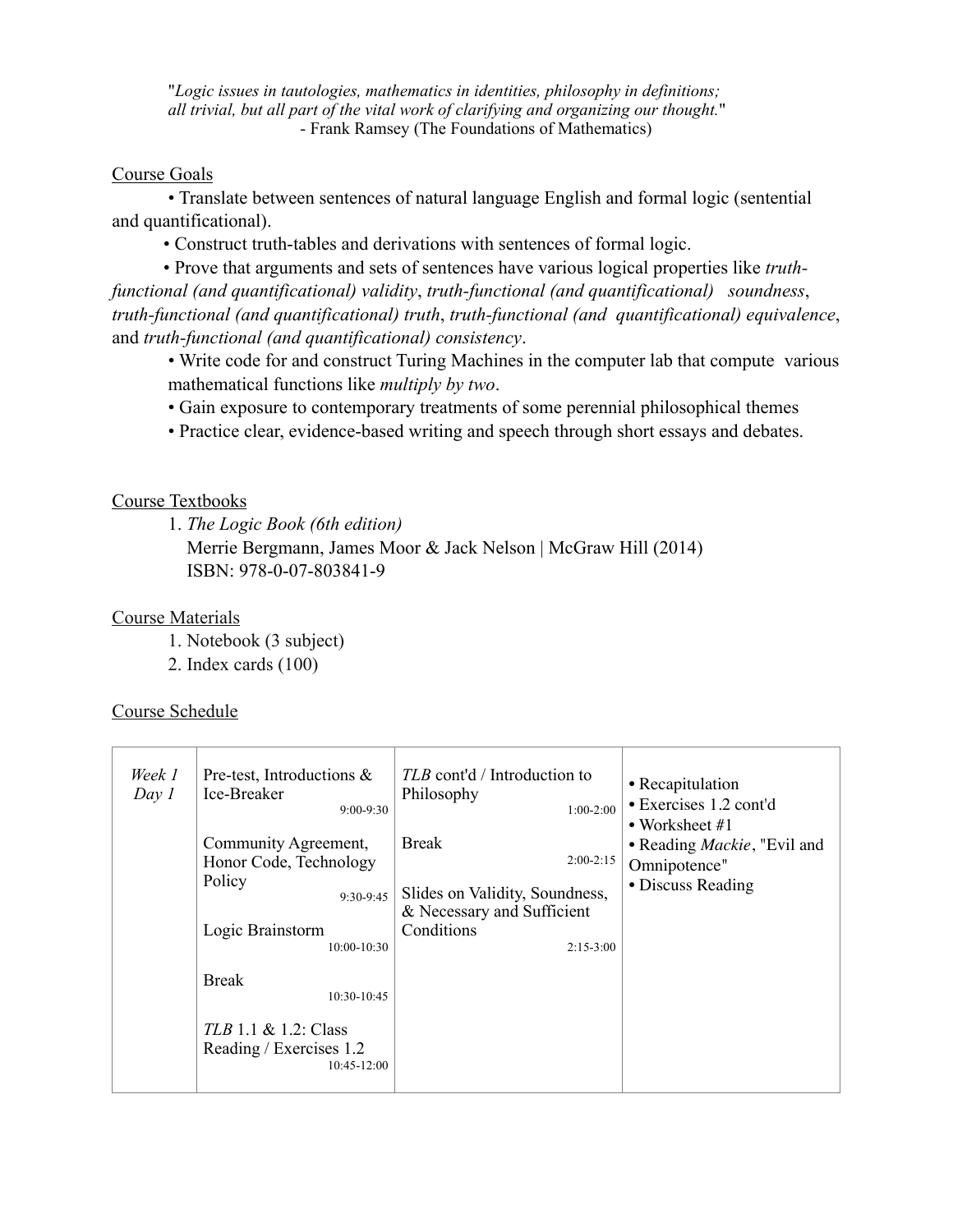*"Logic issues in tautologies, mathematics in identities, philosophy in definitions; all trivial, but all part of the vital work of clarifying and organizing our thought."*
- Frank Ramsey (The Foundations of Mathematics)

## Course Goals

- Translate between sentences of natural language English and formal logic (sentential and quantificational).
- Construct truth-tables and derivations with sentences of formal logic.
- Prove that arguments and sets of sentences have various logical properties like *truth-functional (and quantificational) validity*, *truth-functional (and quantificational) soundness*, *truth-functional (and quantificational) truth*, *truth-functional (and quantificational) equivalence*, and *truth-functional (and quantificational) consistency*.
- Write code for and construct Turing Machines in the computer lab that compute various mathematical functions like *multiply by two*.
- Gain exposure to contemporary treatments of some perennial philosophical themes
- Practice clear, evidence-based writing and speech through short essays and debates.

## Course Textbooks

1. *The Logic Book (6th edition)*
   Merrie Bergmann, James Moor & Jack Nelson | McGraw Hill (2014)
   ISBN: 978-0-07-803841-9

## Course Materials

1. Notebook (3 subject)
2. Index cards (100)

## Course Schedule

| | | | |
|---|---|---|---|
| *Week 1 Day 1* | Pre-test, Introductions & Ice-Breaker 9:00-9:30<br><br>Community Agreement, Honor Code, Technology Policy 9:30-9:45<br><br>Logic Brainstorm 10:00-10:30<br><br>Break 10:30-10:45<br><br>*TLB* 1.1 & 1.2: Class Reading / Exercises 1.2 10:45-12:00 | *TLB* cont'd / Introduction to Philosophy 1:00-2:00<br><br>Break 2:00-2:15<br><br>Slides on Validity, Soundness, & Necessary and Sufficient Conditions 2:15-3:00 | • Recapitulation<br>• Exercises 1.2 cont'd<br>• Worksheet #1<br>• Reading *Mackie*, "Evil and Omnipotence"<br>• Discuss Reading |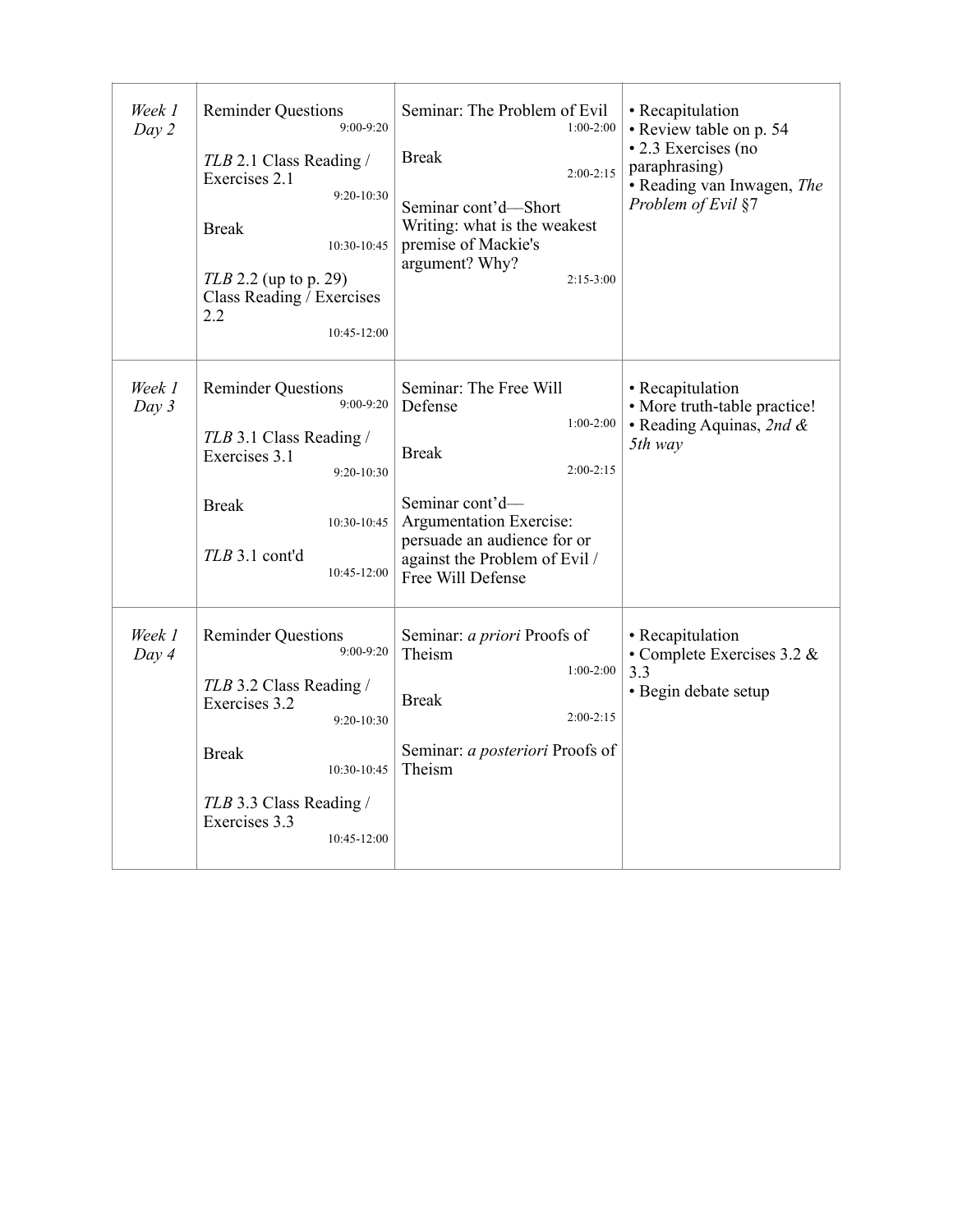| | | | |
|---|---|---|---|
| *Week 1 Day 2* | Reminder Questions 9:00-9:20<br><br>*TLB* 2.1 Class Reading / Exercises 2.1 9:20-10:30<br><br>Break 10:30-10:45<br><br>*TLB* 2.2 (up to p. 29) Class Reading / Exercises 2.2 10:45-12:00 | Seminar: The Problem of Evil 1:00-2:00<br><br>Break 2:00-2:15<br><br>Seminar cont'd—Short Writing: what is the weakest premise of Mackie's argument? Why? 2:15-3:00 | • Recapitulation<br>• Review table on p. 54<br>• 2.3 Exercises (no paraphrasing)<br>• Reading van Inwagen, *The Problem of Evil* §7 |
| *Week 1 Day 3* | Reminder Questions 9:00-9:20<br><br>*TLB* 3.1 Class Reading / Exercises 3.1 9:20-10:30<br><br>Break 10:30-10:45<br><br>*TLB* 3.1 cont'd 10:45-12:00 | Seminar: The Free Will Defense 1:00-2:00<br><br>Break 2:00-2:15<br><br>Seminar cont'd—Argumentation Exercise: persuade an audience for or against the Problem of Evil / Free Will Defense | • Recapitulation<br>• More truth-table practice!<br>• Reading Aquinas, *2nd & 5th way* |
| *Week 1 Day 4* | Reminder Questions 9:00-9:20<br><br>*TLB* 3.2 Class Reading / Exercises 3.2 9:20-10:30<br><br>Break 10:30-10:45<br><br>*TLB* 3.3 Class Reading / Exercises 3.3 10:45-12:00 | Seminar: *a priori* Proofs of Theism 1:00-2:00<br><br>Break 2:00-2:15<br><br>Seminar: *a posteriori* Proofs of Theism | • Recapitulation<br>• Complete Exercises 3.2 & 3.3<br>• Begin debate setup |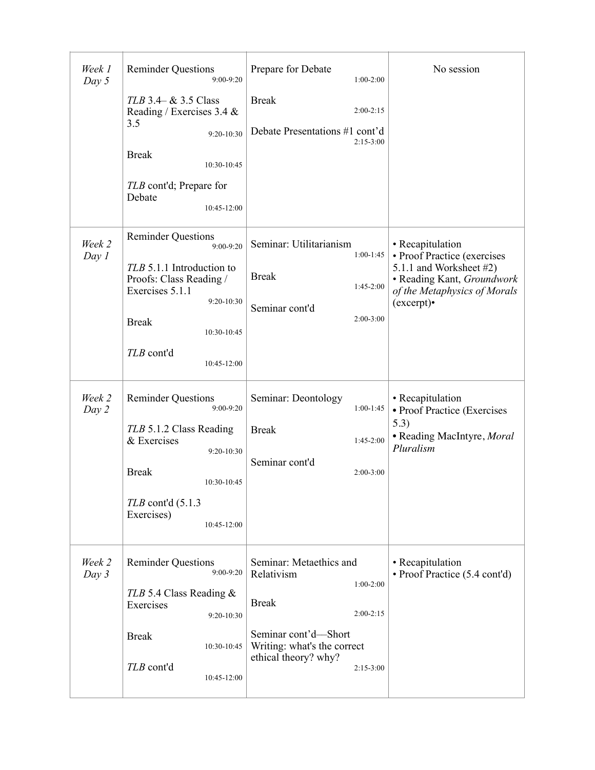| | | | |
|---|---|---|---|
| *Week 1 Day 5* | Reminder Questions 9:00-9:20<br><br>*TLB* 3.4– & 3.5 Class Reading / Exercises 3.4 & 3.5 9:20-10:30<br><br>Break 10:30-10:45<br><br>*TLB* cont'd; Prepare for Debate 10:45-12:00 | Prepare for Debate 1:00-2:00<br><br>Break 2:00-2:15<br><br>Debate Presentations #1 cont'd 2:15-3:00 | No session |
| *Week 2 Day 1* | Reminder Questions 9:00-9:20<br><br>*TLB* 5.1.1 Introduction to Proofs: Class Reading / Exercises 5.1.1 9:20-10:30<br><br>Break 10:30-10:45<br><br>*TLB* cont'd 10:45-12:00 | Seminar: Utilitarianism 1:00-1:45<br><br>Break 1:45-2:00<br><br>Seminar cont'd 2:00-3:00 | • Recapitulation<br>• Proof Practice (exercises 5.1.1 and Worksheet #2)<br>• Reading Kant, *Groundwork of the Metaphysics of Morals* (excerpt)• |
| *Week 2 Day 2* | Reminder Questions 9:00-9:20<br><br>*TLB* 5.1.2 Class Reading & Exercises 9:20-10:30<br><br>Break 10:30-10:45<br><br>*TLB* cont'd (5.1.3 Exercises) 10:45-12:00 | Seminar: Deontology 1:00-1:45<br><br>Break 1:45-2:00<br><br>Seminar cont'd 2:00-3:00 | • Recapitulation<br>• Proof Practice (Exercises 5.3)<br>• Reading MacIntyre, *Moral Pluralism* |
| *Week 2 Day 3* | Reminder Questions 9:00-9:20<br><br>*TLB* 5.4 Class Reading & Exercises 9:20-10:30<br><br>Break 10:30-10:45<br><br>*TLB* cont'd 10:45-12:00 | Seminar: Metaethics and Relativism 1:00-2:00<br><br>Break 2:00-2:15<br><br>Seminar cont'd—Short Writing: what's the correct ethical theory? why? 2:15-3:00 | • Recapitulation<br>• Proof Practice (5.4 cont'd) |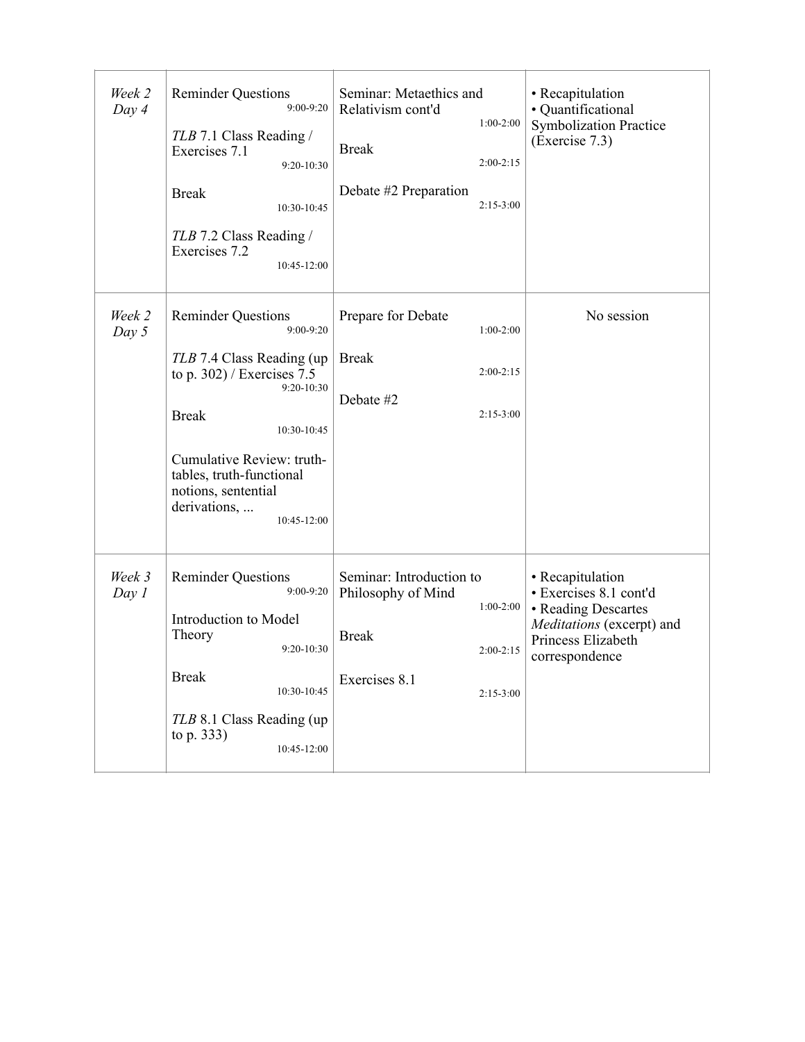| | | | |
|---|---|---|---|
| *Week 2 Day 4* | Reminder Questions 9:00-9:20<br><br>*TLB* 7.1 Class Reading / Exercises 7.1 9:20-10:30<br><br>Break 10:30-10:45<br><br>*TLB* 7.2 Class Reading / Exercises 7.2 10:45-12:00 | Seminar: Metaethics and Relativism cont'd 1:00-2:00<br><br>Break 2:00-2:15<br><br>Debate #2 Preparation 2:15-3:00 | • Recapitulation<br>• Quantificational Symbolization Practice (Exercise 7.3) |
| *Week 2 Day 5* | Reminder Questions 9:00-9:20<br><br>*TLB* 7.4 Class Reading (up to p. 302) / Exercises 7.5 9:20-10:30<br><br>Break 10:30-10:45<br><br>Cumulative Review: truth-tables, truth-functional notions, sentential derivations, ... 10:45-12:00 | Prepare for Debate 1:00-2:00<br><br>Break 2:00-2:15<br><br>Debate #2 2:15-3:00 | No session |
| *Week 3 Day 1* | Reminder Questions 9:00-9:20<br><br>Introduction to Model Theory 9:20-10:30<br><br>Break 10:30-10:45<br><br>*TLB* 8.1 Class Reading (up to p. 333) 10:45-12:00 | Seminar: Introduction to Philosophy of Mind 1:00-2:00<br><br>Break 2:00-2:15<br><br>Exercises 8.1 2:15-3:00 | • Recapitulation<br>• Exercises 8.1 cont'd<br>• Reading Descartes *Meditations* (excerpt) and Princess Elizabeth correspondence |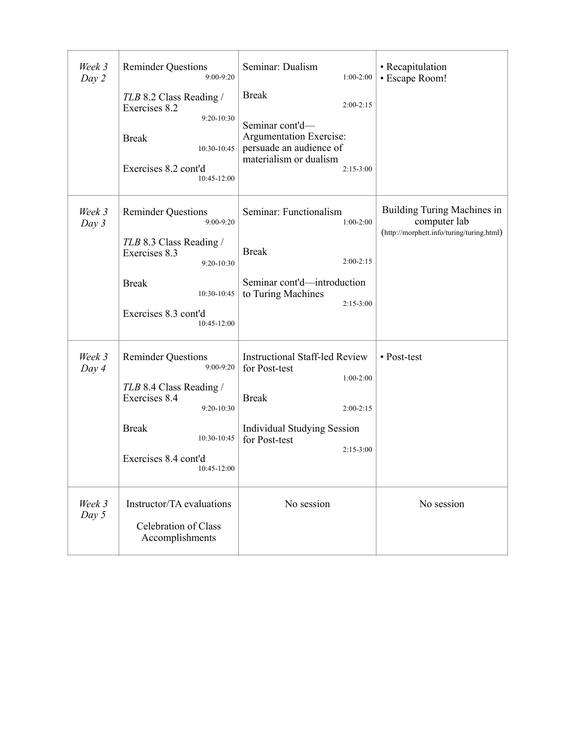| | | | |
|---|---|---|---|
| *Week 3 Day 2* | Reminder Questions 9:00-9:20<br><br>*TLB* 8.2 Class Reading / Exercises 8.2 9:20-10:30<br><br>Break 10:30-10:45<br><br>Exercises 8.2 cont'd 10:45-12:00 | Seminar: Dualism 1:00-2:00<br><br>Break 2:00-2:15<br><br>Seminar cont'd—Argumentation Exercise: persuade an audience of materialism or dualism 2:15-3:00 | • Recapitulation<br>• Escape Room! |
| *Week 3 Day 3* | Reminder Questions 9:00-9:20<br><br>*TLB* 8.3 Class Reading / Exercises 8.3 9:20-10:30<br><br>Break 10:30-10:45<br><br>Exercises 8.3 cont'd 10:45-12:00 | Seminar: Functionalism 1:00-2:00<br><br>Break 2:00-2:15<br><br>Seminar cont'd—introduction to Turing Machines 2:15-3:00 | Building Turing Machines in computer lab (http://morphett.info/turing/turing.html) |
| *Week 3 Day 4* | Reminder Questions 9:00-9:20<br><br>*TLB* 8.4 Class Reading / Exercises 8.4 9:20-10:30<br><br>Break 10:30-10:45<br><br>Exercises 8.4 cont'd 10:45-12:00 | Instructional Staff-led Review for Post-test 1:00-2:00<br><br>Break 2:00-2:15<br><br>Individual Studying Session for Post-test 2:15-3:00 | • Post-test |
| *Week 3 Day 5* | Instructor/TA evaluations<br><br>Celebration of Class Accomplishments | No session | No session |